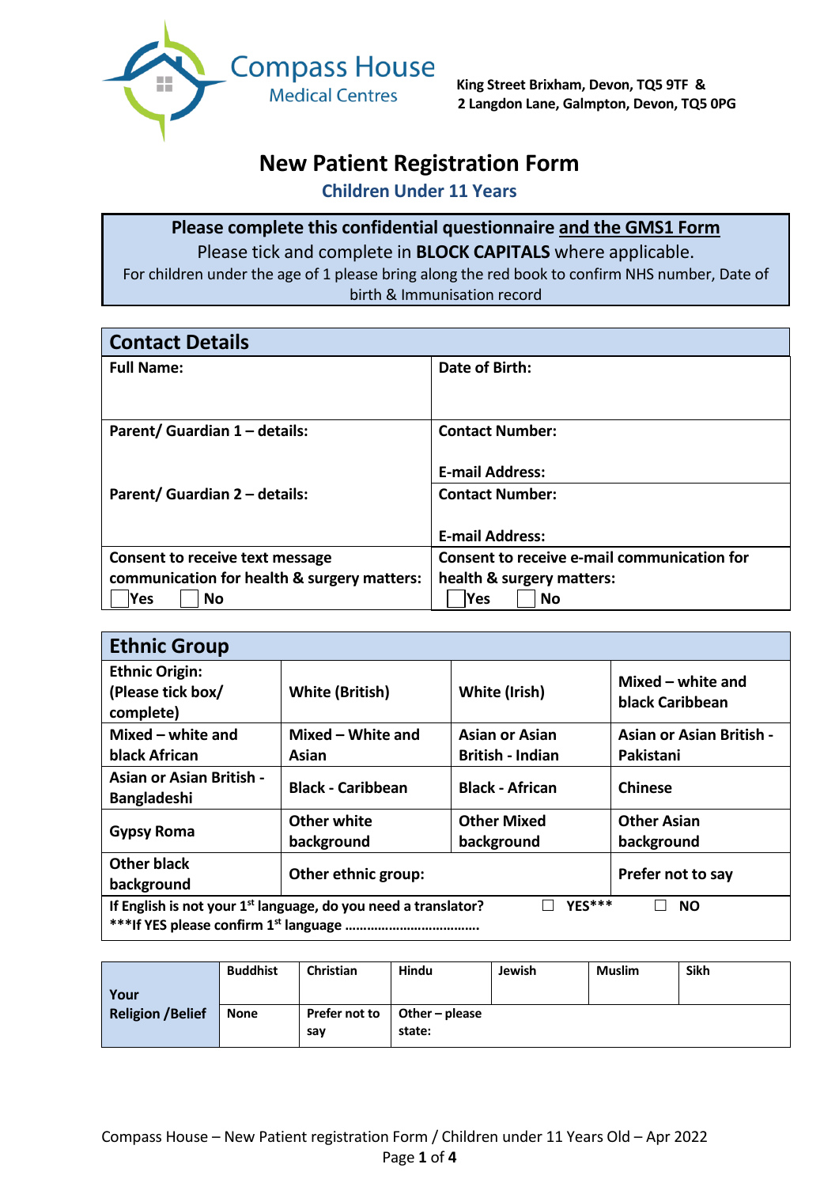Compass House
Medical Centres

King Street Brixham, Devon, TQ5 9TF &
2 Langdon Lane, Galmpton, Devon, TQ5 0PG

# New Patient Registration Form

## Children Under 11 Years

**Please complete this confidential questionnaire and the GMS1 Form**

Please tick and complete in **BLOCK CAPITALS** where applicable.

For children under the age of 1 please bring along the red book to confirm NHS number, Date of birth & Immunisation record

## Contact Details

| **Full Name:** | **Date of Birth:** |
|---|---|
| **Parent/ Guardian 1 – details:** | **Contact Number:**<br><br>**E-mail Address:** |
| **Parent/ Guardian 2 – details:** | **Contact Number:**<br><br>**E-mail Address:** |
| **Consent to receive text message communication for health & surgery matters:**<br>☐ **Yes** ☐ **No** | **Consent to receive e-mail communication for health & surgery matters:**<br>☐ **Yes** ☐ **No** |

## Ethnic Group

| **Ethnic Origin: (Please tick box/ complete)** | **White (British)** | **White (Irish)** | **Mixed – white and black Caribbean** |
|---|---|---|---|
| **Mixed – white and black African** | **Mixed – White and Asian** | **Asian or Asian British - Indian** | **Asian or Asian British - Pakistani** |
| **Asian or Asian British - Bangladeshi** | **Black - Caribbean** | **Black - African** | **Chinese** |
| **Gypsy Roma** | **Other white background** | **Other Mixed background** | **Other Asian background** |
| **Other black background** | **Other ethnic group:** | | **Prefer not to say** |

**If English is not your 1st language, do you need a translator?** ☐ **YES\*\*\*** ☐ **NO**

**\*\*\*If YES please confirm 1st language ……………………………….**

| **Your Religion /Belief** | **Buddhist** | **Christian** | **Hindu** | **Jewish** | **Muslim** | **Sikh** |
|---|---|---|---|---|---|---|
| | **None** | **Prefer not to say** | **Other – please state:** | | | |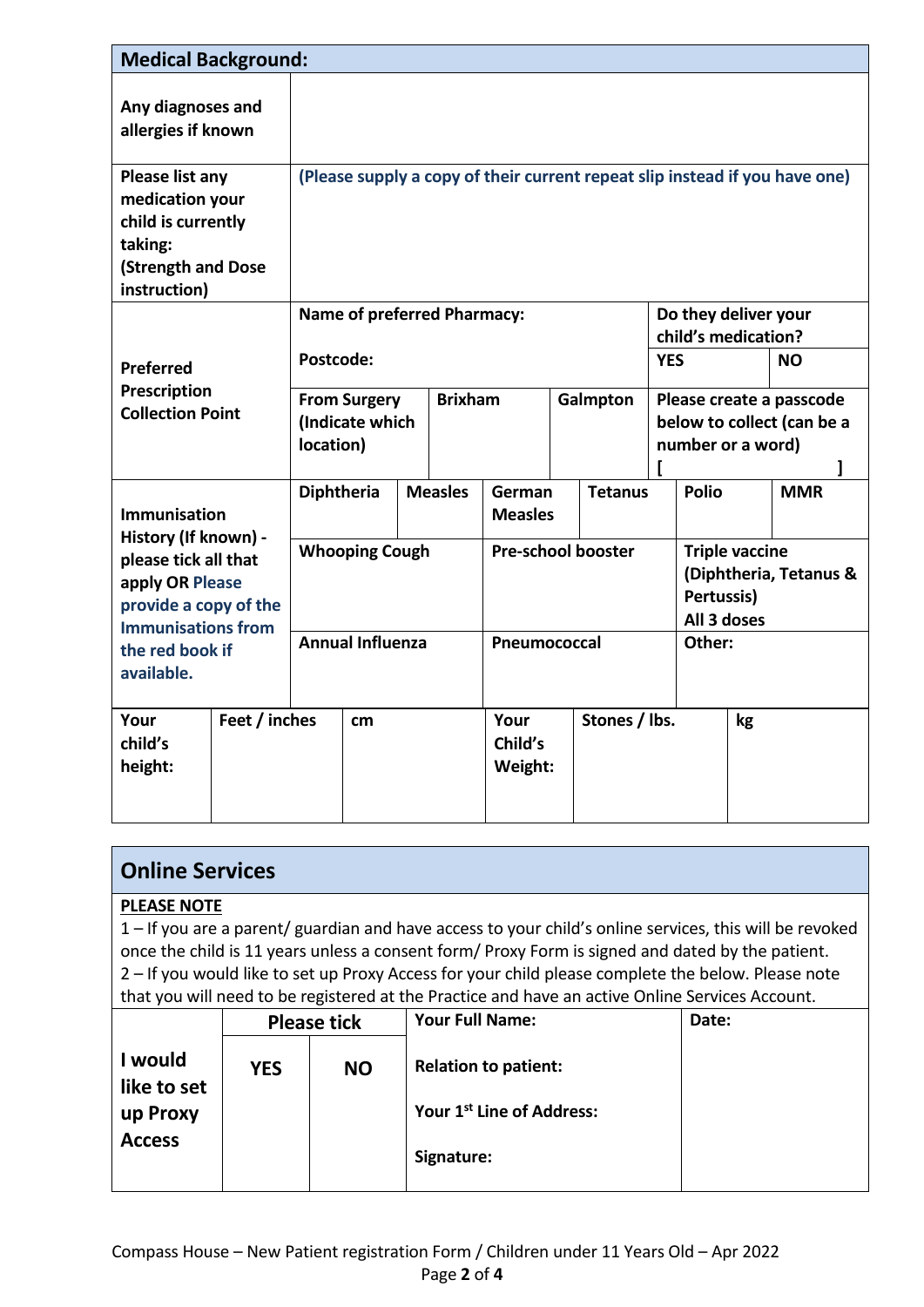## Medical Background:

| | |
|---|---|
| **Any diagnoses and allergies if known** | |
| **Please list any medication your child is currently taking: (Strength and Dose instruction)** | **(Please supply a copy of their current repeat slip instead if you have one)** |

| **Preferred Prescription Collection Point** | | | | | |
|---|---|---|---|---|---|
| | **Name of preferred Pharmacy:** | | | **Do they deliver your child's medication?** | |
| | **Postcode:** | | | **YES** | **NO** |
| | **From Surgery (Indicate which location)** | **Brixham** | **Galmpton** | **Please create a passcode below to collect (can be a number or a word)** [ ] | |

| **Immunisation History (If known) - please tick all that apply OR Please provide a copy of the Immunisations from the red book if available.** | | | | | | |
|---|---|---|---|---|---|---|
| | **Diphtheria** | **Measles** | **German Measles** | **Tetanus** | **Polio** | **MMR** |
| | **Whooping Cough** | | **Pre-school booster** | | **Triple vaccine (Diphtheria, Tetanus & Pertussis) All 3 doses** | |
| | **Annual Influenza** | | **Pneumococcal** | | **Other:** | |

| **Your child's height:** | **Feet / inches** | **cm** | **Your Child's Weight:** | **Stones / lbs.** | **kg** |
|---|---|---|---|---|---|
| | | | | | |

## Online Services

**PLEASE NOTE**

1 – If you are a parent/ guardian and have access to your child's online services, this will be revoked once the child is 11 years unless a consent form/ Proxy Form is signed and dated by the patient.

2 – If you would like to set up Proxy Access for your child please complete the below. Please note that you will need to be registered at the Practice and have an active Online Services Account.

| | **Please tick** | | **Your Full Name:** | **Date:** |
|---|---|---|---|---|
| **I would like to set up Proxy Access** | **YES** | **NO** | **Relation to patient:** | |
| | | | **Your 1st Line of Address:** | |
| | | | **Signature:** | |

Compass House – New Patient registration Form / Children under 11 Years Old – Apr 2022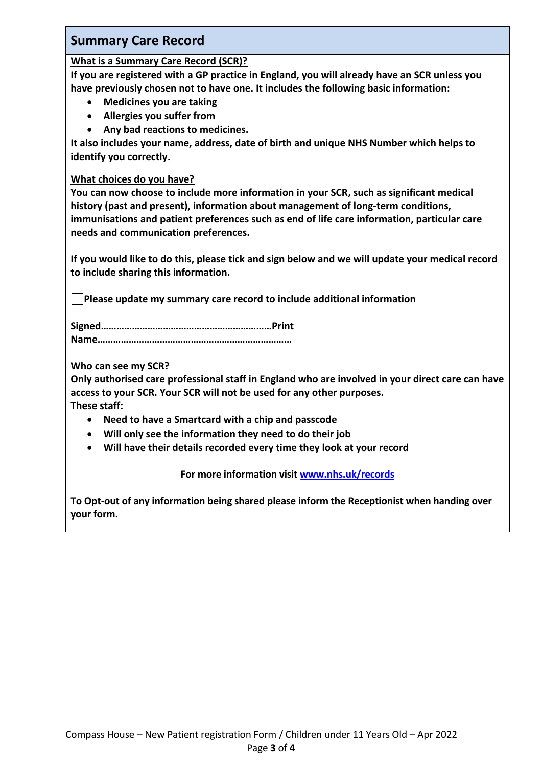## Summary Care Record

**What is a Summary Care Record (SCR)?**

**If you are registered with a GP practice in England, you will already have an SCR unless you have previously chosen not to have one. It includes the following basic information:**

- **Medicines you are taking**
- **Allergies you suffer from**
- **Any bad reactions to medicines.**

**It also includes your name, address, date of birth and unique NHS Number which helps to identify you correctly.**

**What choices do you have?**

**You can now choose to include more information in your SCR, such as significant medical history (past and present), information about management of long-term conditions, immunisations and patient preferences such as end of life care information, particular care needs and communication preferences.**

**If you would like to do this, please tick and sign below and we will update your medical record to include sharing this information.**

☐ **Please update my summary care record to include additional information**

**Signed…………………………………………………………Print Name………………………………………………………………**

**Who can see my SCR?**

**Only authorised care professional staff in England who are involved in your direct care can have access to your SCR. Your SCR will not be used for any other purposes.**
**These staff:**

- **Need to have a Smartcard with a chip and passcode**
- **Will only see the information they need to do their job**
- **Will have their details recorded every time they look at your record**

**For more information visit [www.nhs.uk/records](www.nhs.uk/records)**

**To Opt-out of any information being shared please inform the Receptionist when handing over your form.**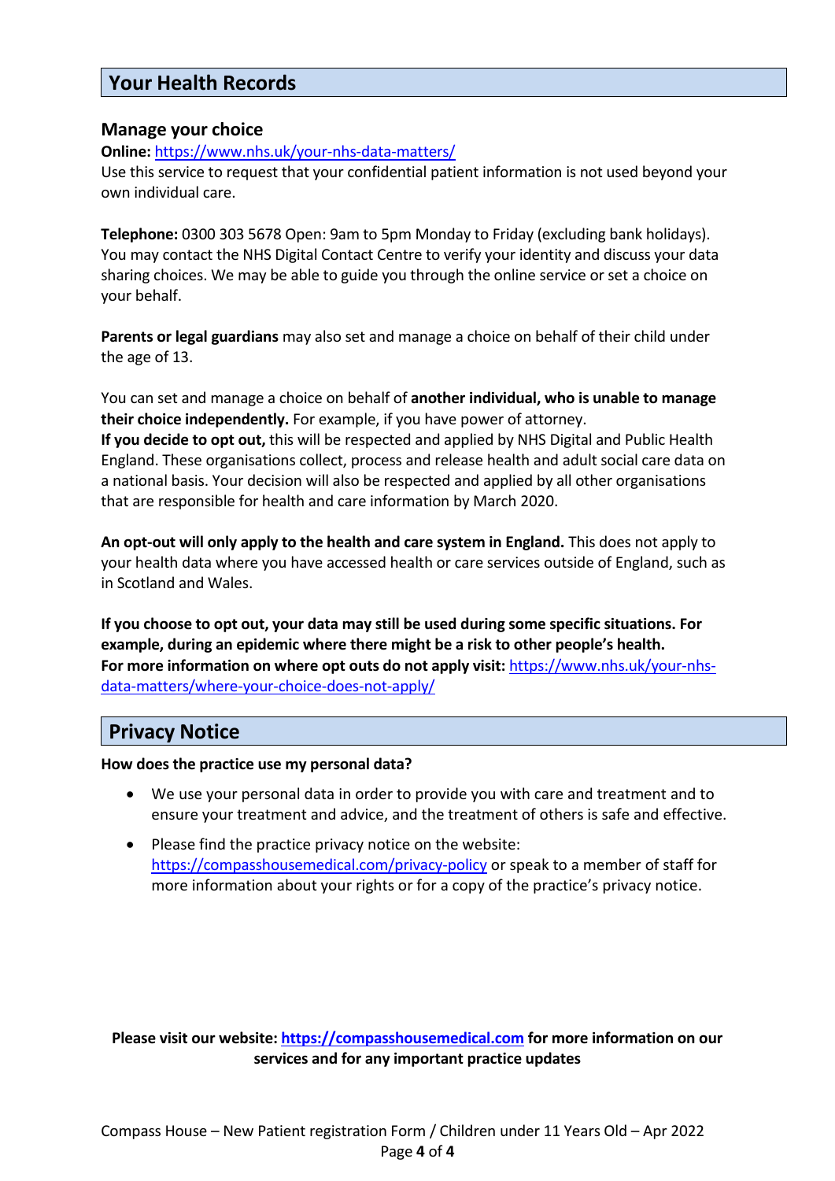## Your Health Records

### Manage your choice

**Online:** https://www.nhs.uk/your-nhs-data-matters/
Use this service to request that your confidential patient information is not used beyond your own individual care.

**Telephone:** 0300 303 5678 Open: 9am to 5pm Monday to Friday (excluding bank holidays). You may contact the NHS Digital Contact Centre to verify your identity and discuss your data sharing choices. We may be able to guide you through the online service or set a choice on your behalf.

**Parents or legal guardians** may also set and manage a choice on behalf of their child under the age of 13.

You can set and manage a choice on behalf of **another individual, who is unable to manage their choice independently.** For example, if you have power of attorney.
**If you decide to opt out,** this will be respected and applied by NHS Digital and Public Health England. These organisations collect, process and release health and adult social care data on a national basis. Your decision will also be respected and applied by all other organisations that are responsible for health and care information by March 2020.

**An opt-out will only apply to the health and care system in England.** This does not apply to your health data where you have accessed health or care services outside of England, such as in Scotland and Wales.

**If you choose to opt out, your data may still be used during some specific situations. For example, during an epidemic where there might be a risk to other people's health.**
**For more information on where opt outs do not apply visit:** https://www.nhs.uk/your-nhs-data-matters/where-your-choice-does-not-apply/

## Privacy Notice

**How does the practice use my personal data?**

- We use your personal data in order to provide you with care and treatment and to ensure your treatment and advice, and the treatment of others is safe and effective.
- Please find the practice privacy notice on the website: https://compasshousemedical.com/privacy-policy or speak to a member of staff for more information about your rights or for a copy of the practice's privacy notice.

**Please visit our website: https://compasshousemedical.com for more information on our services and for any important practice updates**

Compass House – New Patient registration Form / Children under 11 Years Old – Apr 2022